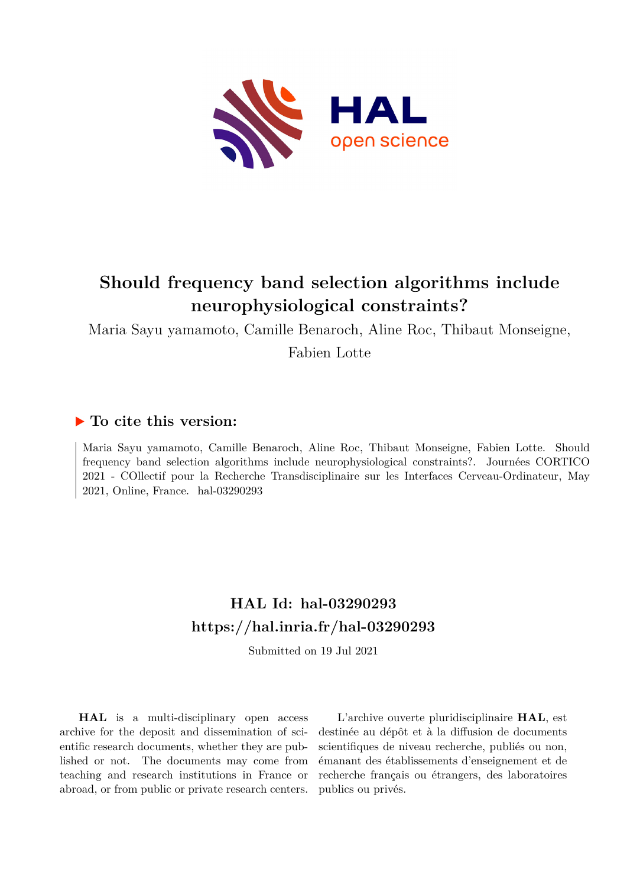# Should frequency band selection algorithms include neurophysiological constraints?

Maria Sayu yamamoto, Camille Benaroch, Aline Roc, Thibaut Monseigne, Fabien Lotte

## ▶ To cite this version:

Maria Sayu yamamoto, Camille Benaroch, Aline Roc, Thibaut Monseigne, Fabien Lotte. Should frequency band selection algorithms include neurophysiological constraints?. Journées CORTICO 2021 - COllectif pour la Recherche Transdisciplinaire sur les Interfaces Cerveau-Ordinateur, May 2021, Online, France. hal-03290293

## HAL Id: hal-03290293
## https://hal.inria.fr/hal-03290293

Submitted on 19 Jul 2021

**HAL** is a multi-disciplinary open access archive for the deposit and dissemination of scientific research documents, whether they are published or not. The documents may come from teaching and research institutions in France or abroad, or from public or private research centers.

L'archive ouverte pluridisciplinaire **HAL**, est destinée au dépôt et à la diffusion de documents scientifiques de niveau recherche, publiés ou non, émanant des établissements d'enseignement et de recherche français ou étrangers, des laboratoires publics ou privés.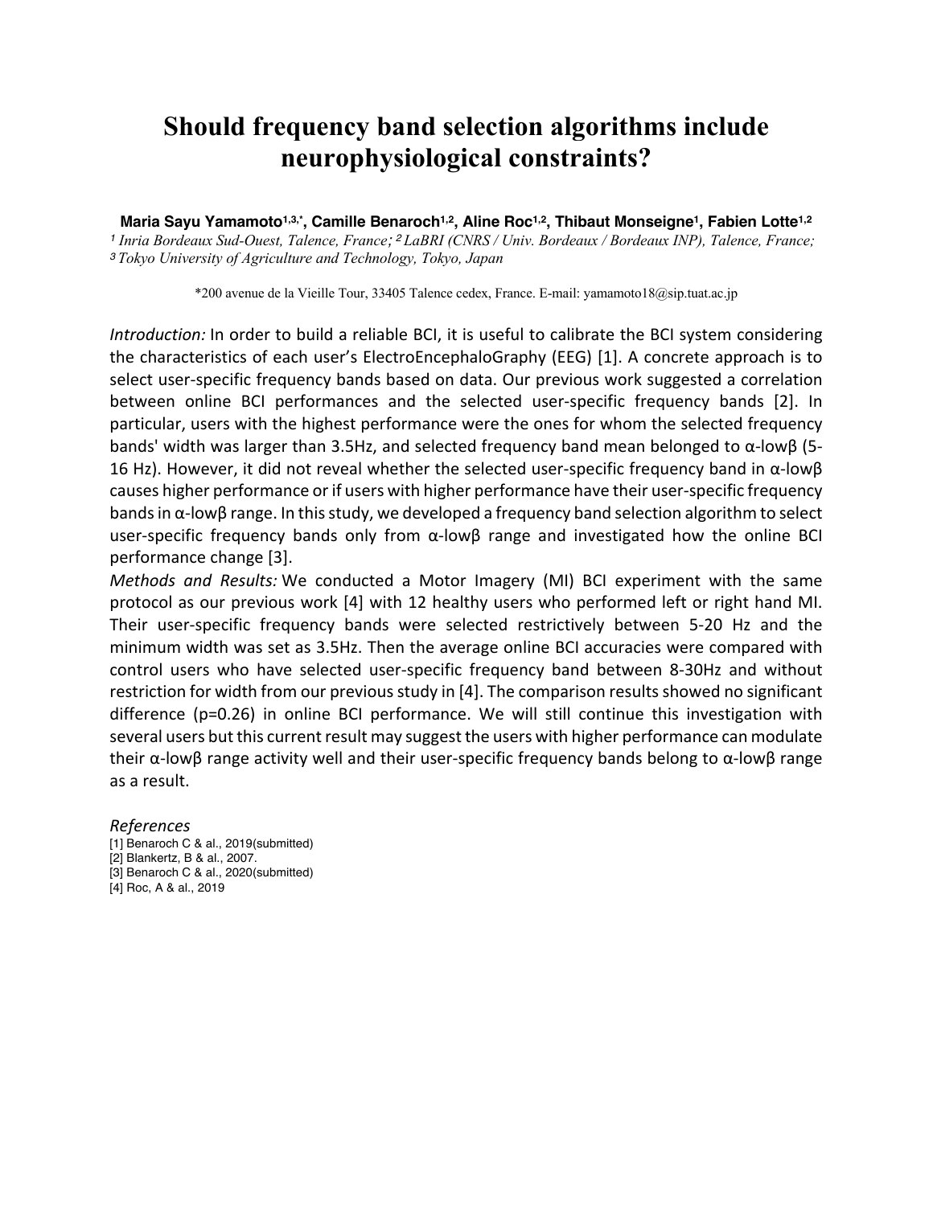# Should frequency band selection algorithms include neurophysiological constraints?

**Maria Sayu Yamamoto[1,3,*], Camille Benaroch[1,2], Aline Roc[1,2], Thibaut Monseigne[1], Fabien Lotte[1,2]**

*[1] Inria Bordeaux Sud-Ouest, Talence, France; [2] LaBRI (CNRS / Univ. Bordeaux / Bordeaux INP), Talence, France; [3] Tokyo University of Agriculture and Technology, Tokyo, Japan*

*200 avenue de la Vieille Tour, 33405 Talence cedex, France. E-mail: yamamoto18@sip.tuat.ac.jp

*Introduction:* In order to build a reliable BCI, it is useful to calibrate the BCI system considering the characteristics of each user's ElectroEncephaloGraphy (EEG) [1]. A concrete approach is to select user-specific frequency bands based on data. Our previous work suggested a correlation between online BCI performances and the selected user-specific frequency bands [2]. In particular, users with the highest performance were the ones for whom the selected frequency bands' width was larger than 3.5Hz, and selected frequency band mean belonged to α-lowβ (5-16 Hz). However, it did not reveal whether the selected user-specific frequency band in α-lowβ causes higher performance or if users with higher performance have their user-specific frequency bands in α-lowβ range. In this study, we developed a frequency band selection algorithm to select user-specific frequency bands only from α-lowβ range and investigated how the online BCI performance change [3].

*Methods and Results:* We conducted a Motor Imagery (MI) BCI experiment with the same protocol as our previous work [4] with 12 healthy users who performed left or right hand MI. Their user-specific frequency bands were selected restrictively between 5-20 Hz and the minimum width was set as 3.5Hz. Then the average online BCI accuracies were compared with control users who have selected user-specific frequency band between 8-30Hz and without restriction for width from our previous study in [4]. The comparison results showed no significant difference ($p=0.26$) in online BCI performance. We will still continue this investigation with several users but this current result may suggest the users with higher performance can modulate their α-lowβ range activity well and their user-specific frequency bands belong to α-lowβ range as a result.

*References*

[1] Benaroch C & al., 2019(submitted)
[2] Blankertz, B & al., 2007.
[3] Benaroch C & al., 2020(submitted)
[4] Roc, A & al., 2019